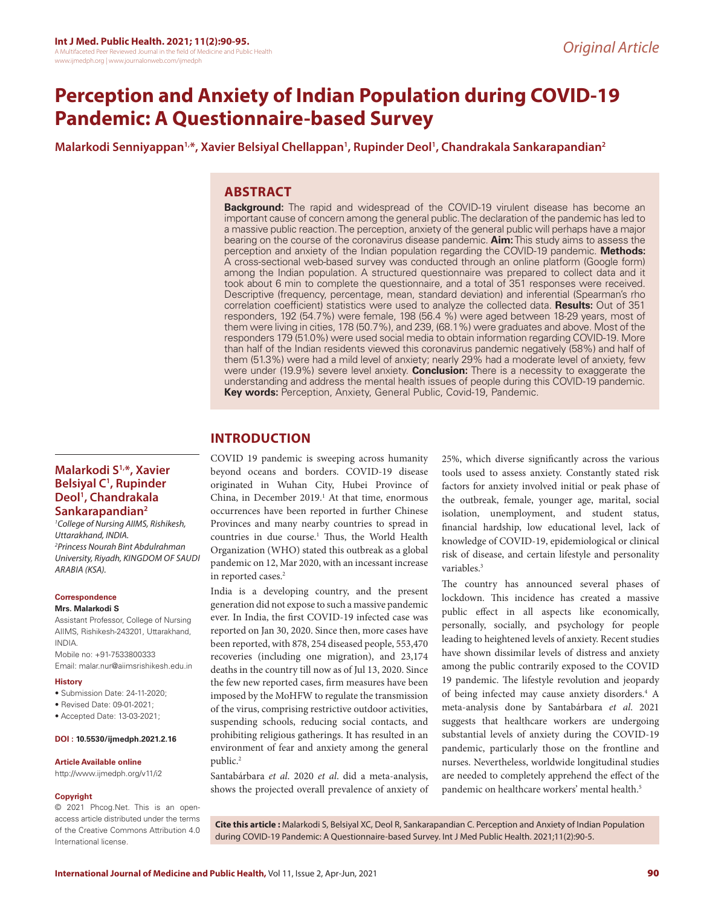Original Article

# Perception and Anxiety of Indian Population during COVID-19 Pandemic: A Questionnaire-based Survey

**Malarkodi Senniyappan[1,*], Xavier Belsiyal Chellappan[1], Rupinder Deol[1], Chandrakala Sankarapandian[2]**

## ABSTRACT

**Background:** The rapid and widespread of the COVID-19 virulent disease has become an important cause of concern among the general public. The declaration of the pandemic has led to a massive public reaction. The perception, anxiety of the general public will perhaps have a major bearing on the course of the coronavirus disease pandemic. **Aim:** This study aims to assess the perception and anxiety of the Indian population regarding the COVID-19 pandemic. **Methods:** A cross-sectional web-based survey was conducted through an online platform (Google form) among the Indian population. A structured questionnaire was prepared to collect data and it took about 6 min to complete the questionnaire, and a total of 351 responses were received. Descriptive (frequency, percentage, mean, standard deviation) and inferential (Spearman's rho correlation coefficient) statistics were used to analyze the collected data. **Results:** Out of 351 responders, 192 (54.7%) were female, 198 (56.4 %) were aged between 18-29 years, most of them were living in cities, 178 (50.7%), and 239, (68.1%) were graduates and above. Most of the responders 179 (51.0%) were used social media to obtain information regarding COVID-19. More than half of the Indian residents viewed this coronavirus pandemic negatively (58%) and half of them (51.3%) were had a mild level of anxiety; nearly 29% had a moderate level of anxiety, few were under (19.9%) severe level anxiety. **Conclusion:** There is a necessity to exaggerate the understanding and address the mental health issues of people during this COVID-19 pandemic.
**Key words:** Perception, Anxiety, General Public, Covid-19, Pandemic.

**Malarkodi S[1,*], Xavier Belsiyal C[1], Rupinder Deol[1], Chandrakala Sankarapandian[2]**

[1]*College of Nursing AIIMS, Rishikesh, Uttarakhand, INDIA.*
[2]*Princess Nourah Bint Abdulrahman University, Riyadh, KINGDOM OF SAUDI ARABIA (KSA).*

**Correspondence**

**Mrs. Malarkodi S**

Assistant Professor, College of Nursing AIIMS, Rishikesh-243201, Uttarakhand, INDIA.

Mobile no: +91-7533800333

Email: malar.nur@aiimsrishikesh.edu.in

**History**

- Submission Date: 24-11-2020;
- Revised Date: 09-01-2021;
- Accepted Date: 13-03-2021;

**DOI : 10.5530/ijmedph.2021.2.16**

**Article Available online**

http://www.ijmedph.org/v11/i2

**Copyright**

© 2021 Phcog.Net. This is an open-access article distributed under the terms of the Creative Commons Attribution 4.0 International license.

## INTRODUCTION

COVID 19 pandemic is sweeping across humanity beyond oceans and borders. COVID-19 disease originated in Wuhan City, Hubei Province of China, in December 2019.[1] At that time, enormous occurrences have been reported in further Chinese Provinces and many nearby countries to spread in countries in due course.[1] Thus, the World Health Organization (WHO) stated this outbreak as a global pandemic on 12, Mar 2020, with an incessant increase in reported cases.[2]

India is a developing country, and the present generation did not expose to such a massive pandemic ever. In India, the first COVID-19 infected case was reported on Jan 30, 2020. Since then, more cases have been reported, with 878, 254 diseased people, 553,470 recoveries (including one migration), and 23,174 deaths in the country till now as of Jul 13, 2020. Since the few new reported cases, firm measures have been imposed by the MoHFW to regulate the transmission of the virus, comprising restrictive outdoor activities, suspending schools, reducing social contacts, and prohibiting religious gatherings. It has resulted in an environment of fear and anxiety among the general public.[2]

Santabárbara *et al*. 2020 *et al*. did a meta-analysis, shows the projected overall prevalence of anxiety of 25%, which diverse significantly across the various tools used to assess anxiety. Constantly stated risk factors for anxiety involved initial or peak phase of the outbreak, female, younger age, marital, social isolation, unemployment, and student status, financial hardship, low educational level, lack of knowledge of COVID-19, epidemiological or clinical risk of disease, and certain lifestyle and personality variables.[3]

The country has announced several phases of lockdown. This incidence has created a massive public effect in all aspects like economically, personally, socially, and psychology for people leading to heightened levels of anxiety. Recent studies have shown dissimilar levels of distress and anxiety among the public contrarily exposed to the COVID 19 pandemic. The lifestyle revolution and jeopardy of being infected may cause anxiety disorders.[4] A meta-analysis done by Santabárbara *et al*. 2021 suggests that healthcare workers are undergoing substantial levels of anxiety during the COVID-19 pandemic, particularly those on the frontline and nurses. Nevertheless, worldwide longitudinal studies are needed to completely apprehend the effect of the pandemic on healthcare workers' mental health.[5]

**Cite this article :** Malarkodi S, Belsiyal XC, Deol R, Sankarapandian C. Perception and Anxiety of Indian Population during COVID-19 Pandemic: A Questionnaire-based Survey. Int J Med Public Health. 2021;11(2):90-5.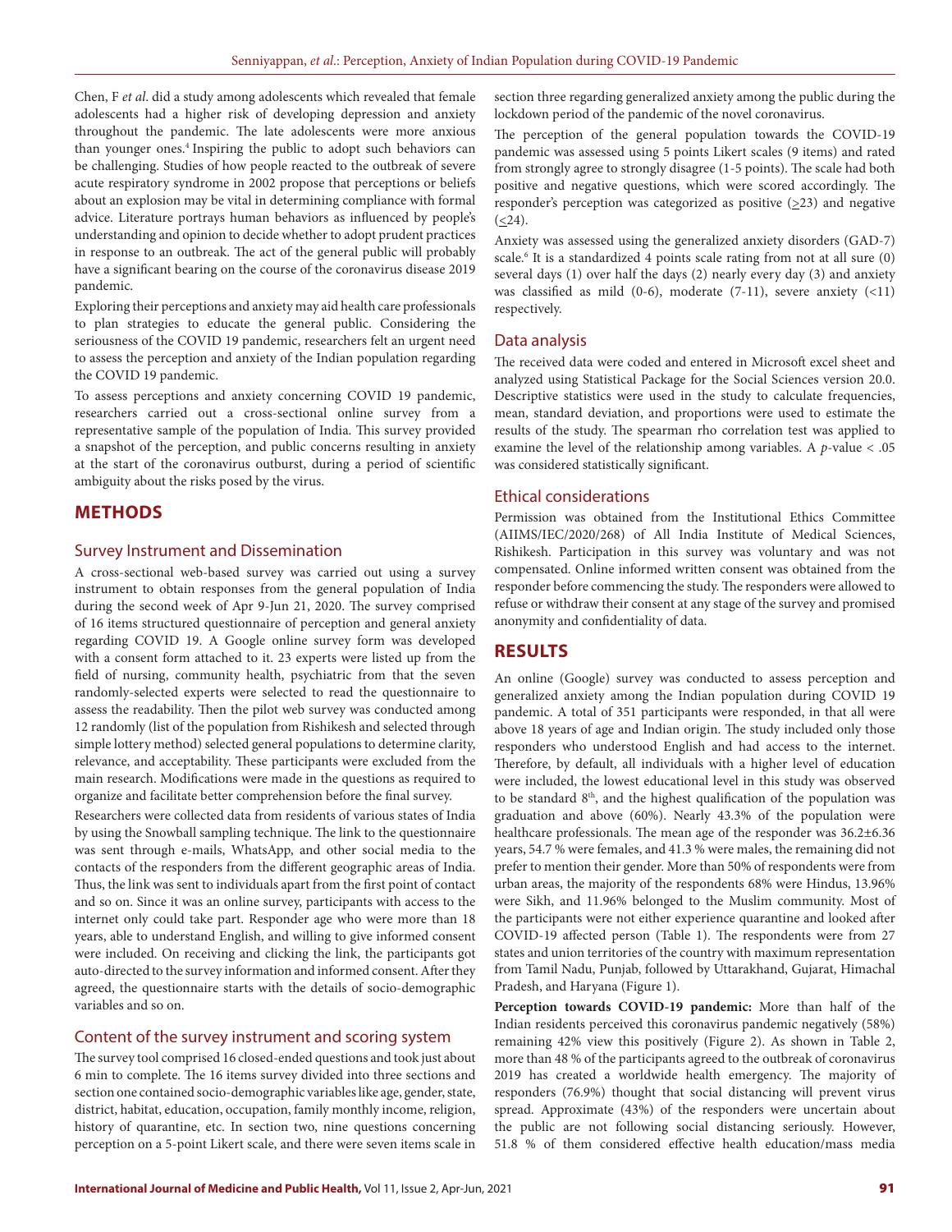Chen, F *et al*. did a study among adolescents which revealed that female adolescents had a higher risk of developing depression and anxiety throughout the pandemic. The late adolescents were more anxious than younger ones.[4] Inspiring the public to adopt such behaviors can be challenging. Studies of how people reacted to the outbreak of severe acute respiratory syndrome in 2002 propose that perceptions or beliefs about an explosion may be vital in determining compliance with formal advice. Literature portrays human behaviors as influenced by people's understanding and opinion to decide whether to adopt prudent practices in response to an outbreak. The act of the general public will probably have a significant bearing on the course of the coronavirus disease 2019 pandemic.

Exploring their perceptions and anxiety may aid health care professionals to plan strategies to educate the general public. Considering the seriousness of the COVID 19 pandemic, researchers felt an urgent need to assess the perception and anxiety of the Indian population regarding the COVID 19 pandemic.

To assess perceptions and anxiety concerning COVID 19 pandemic, researchers carried out a cross-sectional online survey from a representative sample of the population of India. This survey provided a snapshot of the perception, and public concerns resulting in anxiety at the start of the coronavirus outburst, during a period of scientific ambiguity about the risks posed by the virus.

## METHODS

### Survey Instrument and Dissemination

A cross-sectional web-based survey was carried out using a survey instrument to obtain responses from the general population of India during the second week of Apr 9-Jun 21, 2020. The survey comprised of 16 items structured questionnaire of perception and general anxiety regarding COVID 19. A Google online survey form was developed with a consent form attached to it. 23 experts were listed up from the field of nursing, community health, psychiatric from that the seven randomly-selected experts were selected to read the questionnaire to assess the readability. Then the pilot web survey was conducted among 12 randomly (list of the population from Rishikesh and selected through simple lottery method) selected general populations to determine clarity, relevance, and acceptability. These participants were excluded from the main research. Modifications were made in the questions as required to organize and facilitate better comprehension before the final survey.

Researchers were collected data from residents of various states of India by using the Snowball sampling technique. The link to the questionnaire was sent through e-mails, WhatsApp, and other social media to the contacts of the responders from the different geographic areas of India. Thus, the link was sent to individuals apart from the first point of contact and so on. Since it was an online survey, participants with access to the internet only could take part. Responder age who were more than 18 years, able to understand English, and willing to give informed consent were included. On receiving and clicking the link, the participants got auto-directed to the survey information and informed consent. After they agreed, the questionnaire starts with the details of socio-demographic variables and so on.

### Content of the survey instrument and scoring system

The survey tool comprised 16 closed-ended questions and took just about 6 min to complete. The 16 items survey divided into three sections and section one contained socio-demographic variables like age, gender, state, district, habitat, education, occupation, family monthly income, religion, history of quarantine, etc. In section two, nine questions concerning perception on a 5-point Likert scale, and there were seven items scale in section three regarding generalized anxiety among the public during the lockdown period of the pandemic of the novel coronavirus.

The perception of the general population towards the COVID-19 pandemic was assessed using 5 points Likert scales (9 items) and rated from strongly agree to strongly disagree (1-5 points). The scale had both positive and negative questions, which were scored accordingly. The responder's perception was categorized as positive ($\geq$23) and negative ($\leq$24).

Anxiety was assessed using the generalized anxiety disorders (GAD-7) scale.[6] It is a standardized 4 points scale rating from not at all sure (0) several days (1) over half the days (2) nearly every day (3) and anxiety was classified as mild (0-6), moderate (7-11), severe anxiety (<11) respectively.

### Data analysis

The received data were coded and entered in Microsoft excel sheet and analyzed using Statistical Package for the Social Sciences version 20.0. Descriptive statistics were used in the study to calculate frequencies, mean, standard deviation, and proportions were used to estimate the results of the study. The spearman rho correlation test was applied to examine the level of the relationship among variables. A $p$-value < .05 was considered statistically significant.

### Ethical considerations

Permission was obtained from the Institutional Ethics Committee (AIIMS/IEC/2020/268) of All India Institute of Medical Sciences, Rishikesh. Participation in this survey was voluntary and was not compensated. Online informed written consent was obtained from the responder before commencing the study. The responders were allowed to refuse or withdraw their consent at any stage of the survey and promised anonymity and confidentiality of data.

## RESULTS

An online (Google) survey was conducted to assess perception and generalized anxiety among the Indian population during COVID 19 pandemic. A total of 351 participants were responded, in that all were above 18 years of age and Indian origin. The study included only those responders who understood English and had access to the internet. Therefore, by default, all individuals with a higher level of education were included, the lowest educational level in this study was observed to be standard 8th, and the highest qualification of the population was graduation and above (60%). Nearly 43.3% of the population were healthcare professionals. The mean age of the responder was 36.2±6.36 years, 54.7 % were females, and 41.3 % were males, the remaining did not prefer to mention their gender. More than 50% of respondents were from urban areas, the majority of the respondents 68% were Hindus, 13.96% were Sikh, and 11.96% belonged to the Muslim community. Most of the participants were not either experience quarantine and looked after COVID-19 affected person (Table 1). The respondents were from 27 states and union territories of the country with maximum representation from Tamil Nadu, Punjab, followed by Uttarakhand, Gujarat, Himachal Pradesh, and Haryana (Figure 1).

**Perception towards COVID-19 pandemic:** More than half of the Indian residents perceived this coronavirus pandemic negatively (58%) remaining 42% view this positively (Figure 2). As shown in Table 2, more than 48 % of the participants agreed to the outbreak of coronavirus 2019 has created a worldwide health emergency. The majority of responders (76.9%) thought that social distancing will prevent virus spread. Approximate (43%) of the responders were uncertain about the public are not following social distancing seriously. However, 51.8 % of them considered effective health education/mass media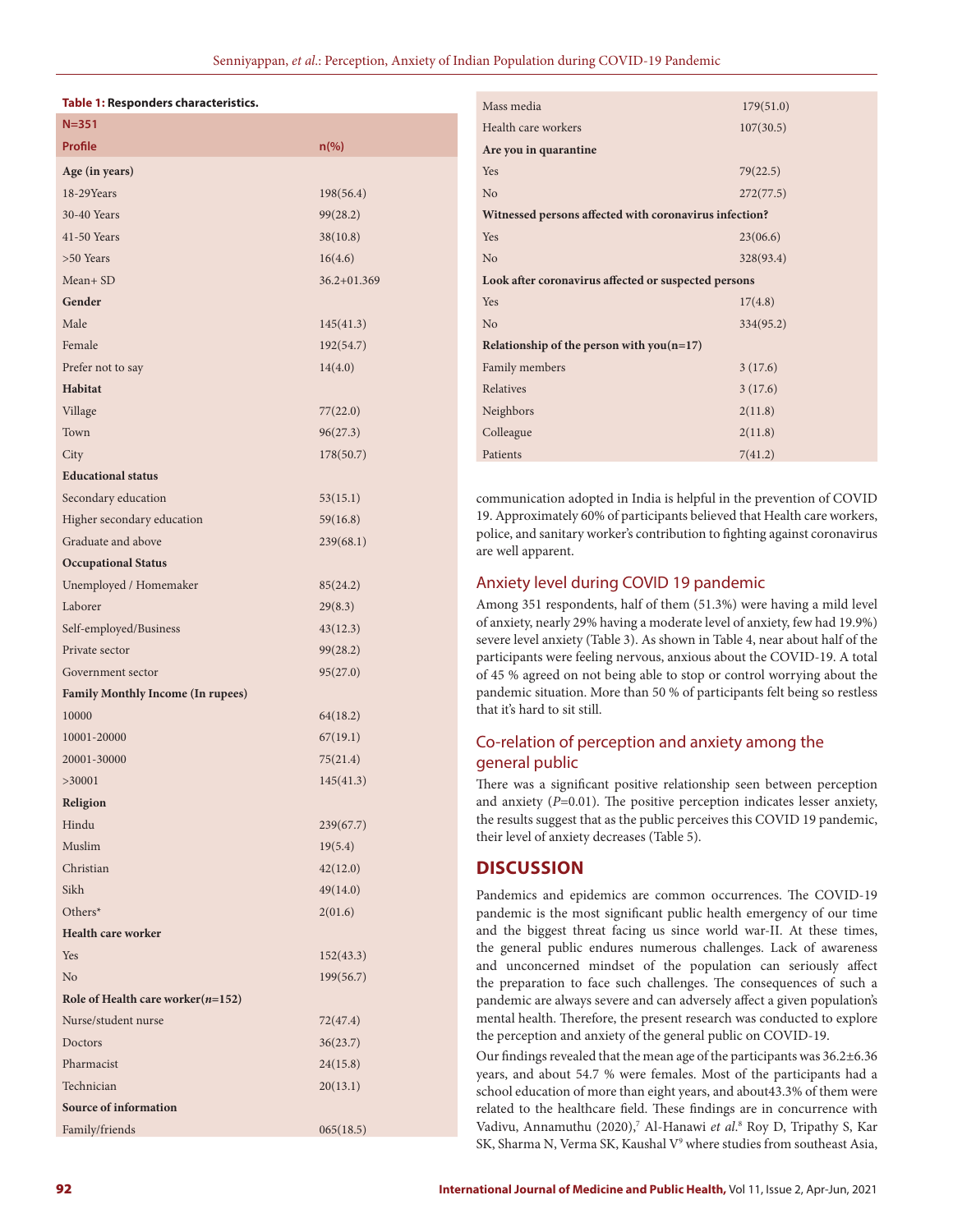**Table 1: Responders characteristics.**

| N=351 | |
|---|---|
| **Profile** | **n(%)** |
| **Age (in years)** | |
| 18-29Years | 198(56.4) |
| 30-40 Years | 99(28.2) |
| 41-50 Years | 38(10.8) |
| >50 Years | 16(4.6) |
| Mean+ SD | 36.2+01.369 |
| **Gender** | |
| Male | 145(41.3) |
| Female | 192(54.7) |
| Prefer not to say | 14(4.0) |
| **Habitat** | |
| Village | 77(22.0) |
| Town | 96(27.3) |
| City | 178(50.7) |
| **Educational status** | |
| Secondary education | 53(15.1) |
| Higher secondary education | 59(16.8) |
| Graduate and above | 239(68.1) |
| **Occupational Status** | |
| Unemployed / Homemaker | 85(24.2) |
| Laborer | 29(8.3) |
| Self-employed/Business | 43(12.3) |
| Private sector | 99(28.2) |
| Government sector | 95(27.0) |
| **Family Monthly Income (In rupees)** | |
| 10000 | 64(18.2) |
| 10001-20000 | 67(19.1) |
| 20001-30000 | 75(21.4) |
| >30001 | 145(41.3) |
| **Religion** | |
| Hindu | 239(67.7) |
| Muslim | 19(5.4) |
| Christian | 42(12.0) |
| Sikh | 49(14.0) |
| Others* | 2(01.6) |
| **Health care worker** | |
| Yes | 152(43.3) |
| No | 199(56.7) |
| **Role of Health care worker(*n*=152)** | |
| Nurse/student nurse | 72(47.4) |
| Doctors | 36(23.7) |
| Pharmacist | 24(15.8) |
| Technician | 20(13.1) |
| **Source of information** | |
| Family/friends | 065(18.5) |
| Mass media | 179(51.0) |
| Health care workers | 107(30.5) |
| **Are you in quarantine** | |
| Yes | 79(22.5) |
| No | 272(77.5) |
| **Witnessed persons affected with coronavirus infection?** | |
| Yes | 23(06.6) |
| No | 328(93.4) |
| **Look after coronavirus affected or suspected persons** | |
| Yes | 17(4.8) |
| No | 334(95.2) |
| **Relationship of the person with you(n=17)** | |
| Family members | 3 (17.6) |
| Relatives | 3 (17.6) |
| Neighbors | 2(11.8) |
| Colleague | 2(11.8) |
| Patients | 7(41.2) |

communication adopted in India is helpful in the prevention of COVID 19. Approximately 60% of participants believed that Health care workers, police, and sanitary worker's contribution to fighting against coronavirus are well apparent.

## Anxiety level during COVID 19 pandemic

Among 351 respondents, half of them (51.3%) were having a mild level of anxiety, nearly 29% having a moderate level of anxiety, few had 19.9%) severe level anxiety (Table 3). As shown in Table 4, near about half of the participants were feeling nervous, anxious about the COVID-19. A total of 45 % agreed on not being able to stop or control worrying about the pandemic situation. More than 50 % of participants felt being so restless that it's hard to sit still.

## Co-relation of perception and anxiety among the general public

There was a significant positive relationship seen between perception and anxiety ($P$=0.01). The positive perception indicates lesser anxiety, the results suggest that as the public perceives this COVID 19 pandemic, their level of anxiety decreases (Table 5).

# DISCUSSION

Pandemics and epidemics are common occurrences. The COVID-19 pandemic is the most significant public health emergency of our time and the biggest threat facing us since world war-II. At these times, the general public endures numerous challenges. Lack of awareness and unconcerned mindset of the population can seriously affect the preparation to face such challenges. The consequences of such a pandemic are always severe and can adversely affect a given population's mental health. Therefore, the present research was conducted to explore the perception and anxiety of the general public on COVID-19.

Our findings revealed that the mean age of the participants was 36.2±6.36 years, and about 54.7 % were females. Most of the participants had a school education of more than eight years, and about43.3% of them were related to the healthcare field. These findings are in concurrence with Vadivu, Annamuthu (2020),[7] Al-Hanawi *et al.*[8] Roy D, Tripathy S, Kar SK, Sharma N, Verma SK, Kaushal V[9] where studies from southeast Asia,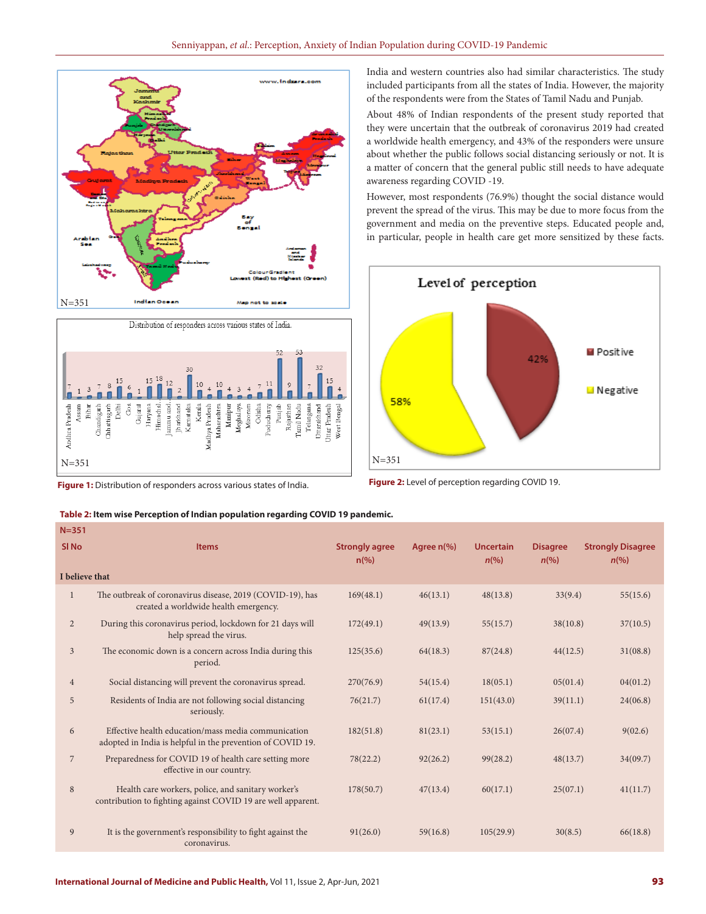India and western countries also had similar characteristics. The study included participants from all the states of India. However, the majority of the respondents were from the States of Tamil Nadu and Punjab.

About 48% of Indian respondents of the present study reported that they were uncertain that the outbreak of coronavirus 2019 had created a worldwide health emergency, and 43% of the responders were unsure about whether the public follows social distancing seriously or not. It is a matter of concern that the general public still needs to have adequate awareness regarding COVID -19.

However, most respondents (76.9%) thought the social distance would prevent the spread of the virus. This may be due to more focus from the government and media on the preventive steps. Educated people and, in particular, people in health care get more sensitized by these facts.

**Figure 1:** Distribution of responders across various states of India.

**Figure 2:** Level of perception regarding COVID 19.

**Table 2:** Item wise Perception of Indian population regarding COVID 19 pandemic.

N=351

| Sl No | Items | Strongly agree n(%) | Agree n(%) | Uncertain n(%) | Disagree n(%) | Strongly Disagree n(%) |
|---|---|---|---|---|---|---|
| | **I believe that** | | | | | |
| 1 | The outbreak of coronavirus disease, 2019 (COVID-19), has created a worldwide health emergency. | 169(48.1) | 46(13.1) | 48(13.8) | 33(9.4) | 55(15.6) |
| 2 | During this coronavirus period, lockdown for 21 days will help spread the virus. | 172(49.1) | 49(13.9) | 55(15.7) | 38(10.8) | 37(10.5) |
| 3 | The economic down is a concern across India during this period. | 125(35.6) | 64(18.3) | 87(24.8) | 44(12.5) | 31(08.8) |
| 4 | Social distancing will prevent the coronavirus spread. | 270(76.9) | 54(15.4) | 18(05.1) | 05(01.4) | 04(01.2) |
| 5 | Residents of India are not following social distancing seriously. | 76(21.7) | 61(17.4) | 151(43.0) | 39(11.1) | 24(06.8) |
| 6 | Effective health education/mass media communication adopted in India is helpful in the prevention of COVID 19. | 182(51.8) | 81(23.1) | 53(15.1) | 26(07.4) | 9(02.6) |
| 7 | Preparedness for COVID 19 of health care setting more effective in our country. | 78(22.2) | 92(26.2) | 99(28.2) | 48(13.7) | 34(09.7) |
| 8 | Health care workers, police, and sanitary worker's contribution to fighting against COVID 19 are well apparent. | 178(50.7) | 47(13.4) | 60(17.1) | 25(07.1) | 41(11.7) |
| 9 | It is the government's responsibility to fight against the coronavirus. | 91(26.0) | 59(16.8) | 105(29.9) | 30(8.5) | 66(18.8) |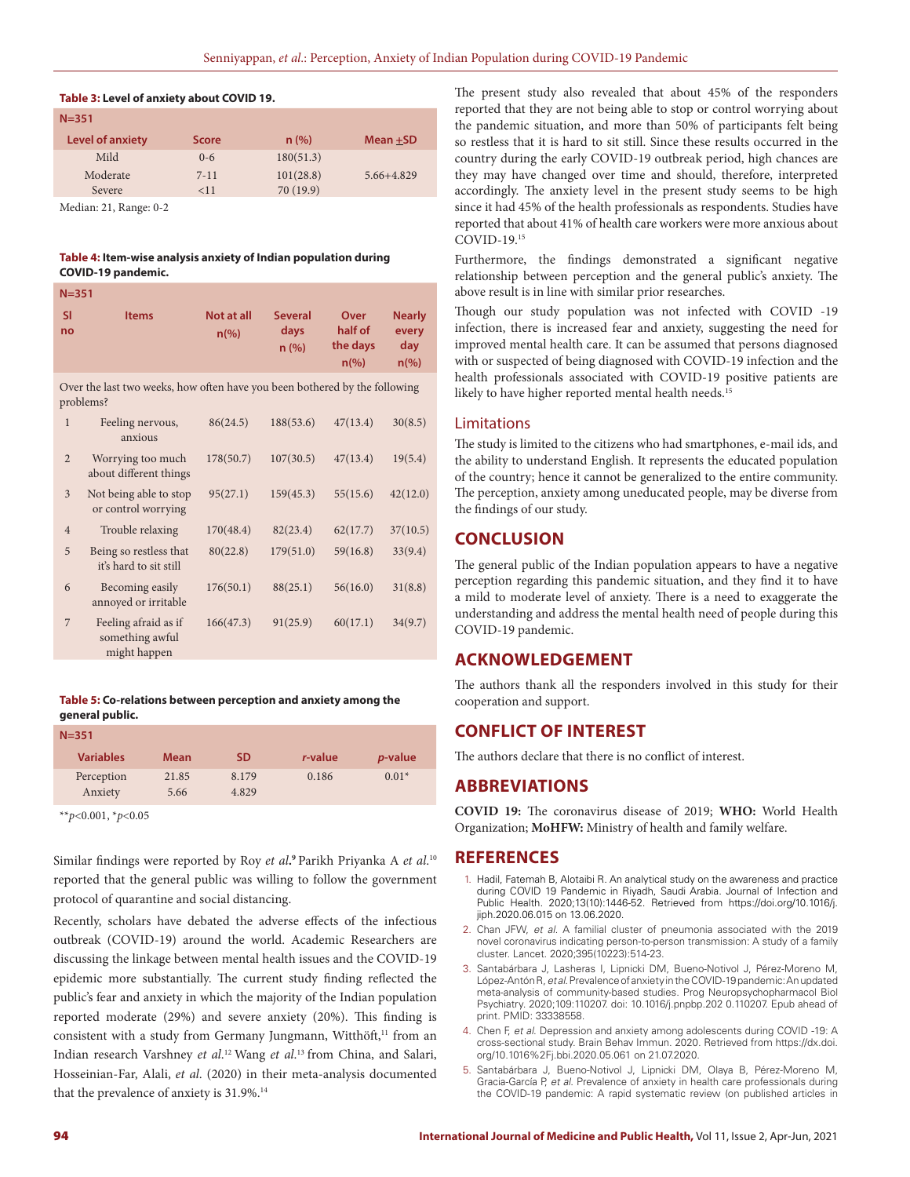**Table 3: Level of anxiety about COVID 19.**

| N=351 | | | |
|---|---|---|---|
| Level of anxiety | Score | n (%) | Mean ±SD |
| Mild | 0-6 | 180(51.3) | |
| Moderate | 7-11 | 101(28.8) | 5.66+4.829 |
| Severe | <11 | 70 (19.9) | |

Median: 21, Range: 0-2

**Table 4: Item-wise analysis anxiety of Indian population during COVID-19 pandemic.**

| N=351 | | | | | |
|---|---|---|---|---|---|
| Sl no | Items | Not at all n(%) | Several days n (%) | Over half of the days n(%) | Nearly every day n(%) |
| Over the last two weeks, how often have you been bothered by the following problems? | | | | | |
| 1 | Feeling nervous, anxious | 86(24.5) | 188(53.6) | 47(13.4) | 30(8.5) |
| 2 | Worrying too much about different things | 178(50.7) | 107(30.5) | 47(13.4) | 19(5.4) |
| 3 | Not being able to stop or control worrying | 95(27.1) | 159(45.3) | 55(15.6) | 42(12.0) |
| 4 | Trouble relaxing | 170(48.4) | 82(23.4) | 62(17.7) | 37(10.5) |
| 5 | Being so restless that it's hard to sit still | 80(22.8) | 179(51.0) | 59(16.8) | 33(9.4) |
| 6 | Becoming easily annoyed or irritable | 176(50.1) | 88(25.1) | 56(16.0) | 31(8.8) |
| 7 | Feeling afraid as if something awful might happen | 166(47.3) | 91(25.9) | 60(17.1) | 34(9.7) |

**Table 5: Co-relations between perception and anxiety among the general public.**

| N=351 | | | | |
|---|---|---|---|---|
| Variables | Mean | SD | *r*-value | *p*-value |
| Perception | 21.85 | 8.179 | 0.186 | 0.01* |
| Anxiety | 5.66 | 4.829 | | |

**$p<0.001$, *$p<0.05$

Similar findings were reported by Roy *et al.*[9] Parikh Priyanka A *et al.*[10] reported that the general public was willing to follow the government protocol of quarantine and social distancing.

Recently, scholars have debated the adverse effects of the infectious outbreak (COVID-19) around the world. Academic Researchers are discussing the linkage between mental health issues and the COVID-19 epidemic more substantially. The current study finding reflected the public's fear and anxiety in which the majority of the Indian population reported moderate (29%) and severe anxiety (20%). This finding is consistent with a study from Germany Jungmann, Witthöft,[11] from an Indian research Varshney *et al.*[12] Wang *et al.*[13] from China, and Salari, Hosseinian-Far, Alali, *et al.* (2020) in their meta-analysis documented that the prevalence of anxiety is 31.9%.[14]

The present study also revealed that about 45% of the responders reported that they are not being able to stop or control worrying about the pandemic situation, and more than 50% of participants felt being so restless that it is hard to sit still. Since these results occurred in the country during the early COVID-19 outbreak period, high chances are they may have changed over time and should, therefore, interpreted accordingly. The anxiety level in the present study seems to be high since it had 45% of the health professionals as respondents. Studies have reported that about 41% of health care workers were more anxious about COVID-19.[15]

Furthermore, the findings demonstrated a significant negative relationship between perception and the general public's anxiety. The above result is in line with similar prior researches.

Though our study population was not infected with COVID -19 infection, there is increased fear and anxiety, suggesting the need for improved mental health care. It can be assumed that persons diagnosed with or suspected of being diagnosed with COVID-19 infection and the health professionals associated with COVID-19 positive patients are likely to have higher reported mental health needs.[15]

## Limitations

The study is limited to the citizens who had smartphones, e-mail ids, and the ability to understand English. It represents the educated population of the country; hence it cannot be generalized to the entire community. The perception, anxiety among uneducated people, may be diverse from the findings of our study.

## CONCLUSION

The general public of the Indian population appears to have a negative perception regarding this pandemic situation, and they find it to have a mild to moderate level of anxiety. There is a need to exaggerate the understanding and address the mental health need of people during this COVID-19 pandemic.

## ACKNOWLEDGEMENT

The authors thank all the responders involved in this study for their cooperation and support.

## CONFLICT OF INTEREST

The authors declare that there is no conflict of interest.

## ABBREVIATIONS

**COVID 19:** The coronavirus disease of 2019; **WHO:** World Health Organization; **MoHFW:** Ministry of health and family welfare.

## REFERENCES

1. Hadil, Fatemah B, Alotaibi R. An analytical study on the awareness and practice during COVID 19 Pandemic in Riyadh, Saudi Arabia. Journal of Infection and Public Health. 2020;13(10):1446-52. Retrieved from https://doi.org/10.1016/j.jiph.2020.06.015 on 13.06.2020.
2. Chan JFW, *et al.* A familial cluster of pneumonia associated with the 2019 novel coronavirus indicating person-to-person transmission: A study of a family cluster. Lancet. 2020;395(10223):514-23.
3. Santabárbara J, Lasheras I, Lipnicki DM, Bueno-Notivol J, Pérez-Moreno M, López-Antón R, *et al.* Prevalence of anxiety in the COVID-19 pandemic: An updated meta-analysis of community-based studies. Prog Neuropsychopharmacol Biol Psychiatry. 2020;109:110207. doi: 10.1016/j.pnpbp.202 0.110207. Epub ahead of print. PMID: 33338558.
4. Chen F, *et al.* Depression and anxiety among adolescents during COVID -19: A cross-sectional study. Brain Behav Immun. 2020. Retrieved from https://dx.doi.org/10.1016%2Fj.bbi.2020.05.061 on 21.07.2020.
5. Santabárbara J, Bueno-Notivol J, Lipnicki DM, Olaya B, Pérez-Moreno M, Gracia-García P, *et al.* Prevalence of anxiety in health care professionals during the COVID-19 pandemic: A rapid systematic review (on published articles in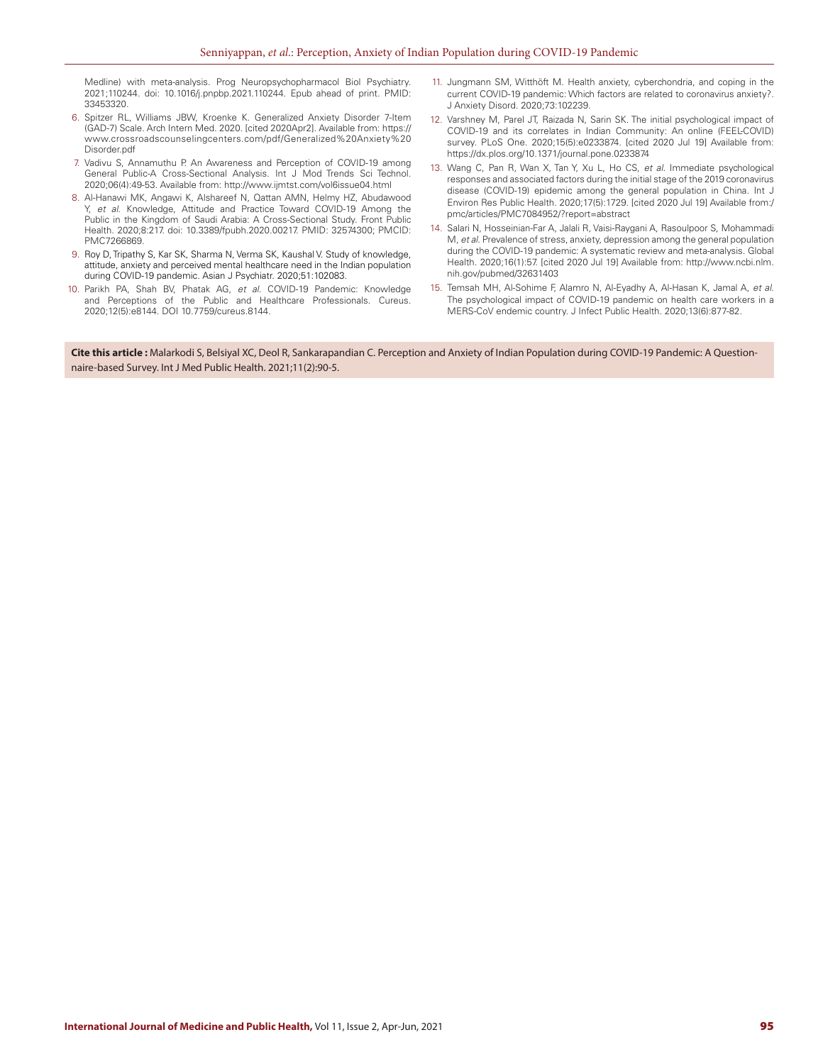Medline) with meta-analysis. Prog Neuropsychopharmacol Biol Psychiatry. 2021;110244. doi: 10.1016/j.pnpbp.2021.110244. Epub ahead of print. PMID: 33453320.

6. Spitzer RL, Williams JBW, Kroenke K. Generalized Anxiety Disorder 7-Item (GAD-7) Scale. Arch Intern Med. 2020. [cited 2020Apr2]. Available from: https://www.crossroadscounselingcenters.com/pdf/Generalized%20Anxiety%20Disorder.pdf
7. Vadivu S, Annamuthu P. An Awareness and Perception of COVID-19 among General Public-A Cross-Sectional Analysis. Int J Mod Trends Sci Technol. 2020;06(4):49-53. Available from: http://www.ijmtst.com/vol6issue04.html
8. Al-Hanawi MK, Angawi K, Alshareef N, Qattan AMN, Helmy HZ, Abudawood Y, *et al.* Knowledge, Attitude and Practice Toward COVID-19 Among the Public in the Kingdom of Saudi Arabia: A Cross-Sectional Study. Front Public Health. 2020;8:217. doi: 10.3389/fpubh.2020.00217. PMID: 32574300; PMCID: PMC7266869.
9. Roy D, Tripathy S, Kar SK, Sharma N, Verma SK, Kaushal V. Study of knowledge, attitude, anxiety and perceived mental healthcare need in the Indian population during COVID-19 pandemic. Asian J Psychiatr. 2020;51:102083.
10. Parikh PA, Shah BV, Phatak AG, *et al.* COVID-19 Pandemic: Knowledge and Perceptions of the Public and Healthcare Professionals. Cureus. 2020;12(5):e8144. DOI 10.7759/cureus.8144.
11. Jungmann SM, Witthöft M. Health anxiety, cyberchondria, and coping in the current COVID-19 pandemic: Which factors are related to coronavirus anxiety?. J Anxiety Disord. 2020;73:102239.
12. Varshney M, Parel JT, Raizada N, Sarin SK. The initial psychological impact of COVID-19 and its correlates in Indian Community: An online (FEEL-COVID) survey. PLoS One. 2020;15(5):e0233874. [cited 2020 Jul 19] Available from: https://dx.plos.org/10.1371/journal.pone.0233874
13. Wang C, Pan R, Wan X, Tan Y, Xu L, Ho CS, *et al.* Immediate psychological responses and associated factors during the initial stage of the 2019 coronavirus disease (COVID-19) epidemic among the general population in China. Int J Environ Res Public Health. 2020;17(5):1729. [cited 2020 Jul 19] Available from:/pmc/articles/PMC7084952/?report=abstract
14. Salari N, Hosseinian-Far A, Jalali R, Vaisi-Raygani A, Rasoulpoor S, Mohammadi M, *et al.* Prevalence of stress, anxiety, depression among the general population during the COVID-19 pandemic: A systematic review and meta-analysis. Global Health. 2020;16(1):57. [cited 2020 Jul 19] Available from: http://www.ncbi.nlm.nih.gov/pubmed/32631403
15. Temsah MH, Al-Sohime F, Alamro N, Al-Eyadhy A, Al-Hasan K, Jamal A, *et al.* The psychological impact of COVID-19 pandemic on health care workers in a MERS-CoV endemic country. J Infect Public Health. 2020;13(6):877-82.

**Cite this article :** Malarkodi S, Belsiyal XC, Deol R, Sankarapandian C. Perception and Anxiety of Indian Population during COVID-19 Pandemic: A Questionnaire-based Survey. Int J Med Public Health. 2021;11(2):90-5.